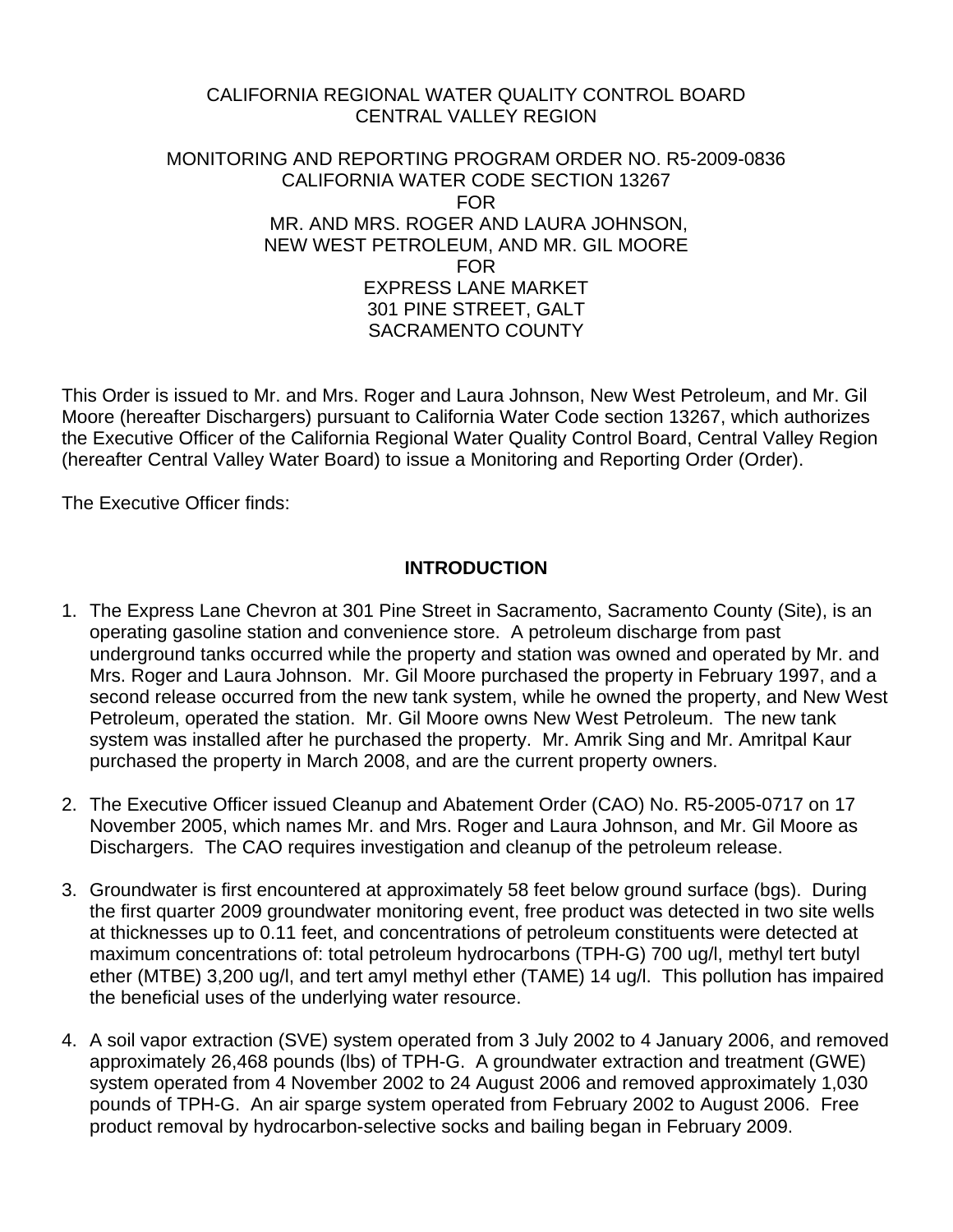CALIFORNIA REGIONAL WATER QUALITY CONTROL BOARD
CENTRAL VALLEY REGION

MONITORING AND REPORTING PROGRAM ORDER NO. R5-2009-0836
CALIFORNIA WATER CODE SECTION 13267
FOR
MR. AND MRS. ROGER AND LAURA JOHNSON,
NEW WEST PETROLEUM, AND MR. GIL MOORE
FOR
EXPRESS LANE MARKET
301 PINE STREET, GALT
SACRAMENTO COUNTY

This Order is issued to Mr. and Mrs. Roger and Laura Johnson, New West Petroleum, and Mr. Gil Moore (hereafter Dischargers) pursuant to California Water Code section 13267, which authorizes the Executive Officer of the California Regional Water Quality Control Board, Central Valley Region (hereafter Central Valley Water Board) to issue a Monitoring and Reporting Order (Order).

The Executive Officer finds:

## INTRODUCTION

1. The Express Lane Chevron at 301 Pine Street in Sacramento, Sacramento County (Site), is an operating gasoline station and convenience store. A petroleum discharge from past underground tanks occurred while the property and station was owned and operated by Mr. and Mrs. Roger and Laura Johnson. Mr. Gil Moore purchased the property in February 1997, and a second release occurred from the new tank system, while he owned the property, and New West Petroleum, operated the station. Mr. Gil Moore owns New West Petroleum. The new tank system was installed after he purchased the property. Mr. Amrik Sing and Mr. Amritpal Kaur purchased the property in March 2008, and are the current property owners.

2. The Executive Officer issued Cleanup and Abatement Order (CAO) No. R5-2005-0717 on 17 November 2005, which names Mr. and Mrs. Roger and Laura Johnson, and Mr. Gil Moore as Dischargers. The CAO requires investigation and cleanup of the petroleum release.

3. Groundwater is first encountered at approximately 58 feet below ground surface (bgs). During the first quarter 2009 groundwater monitoring event, free product was detected in two site wells at thicknesses up to 0.11 feet, and concentrations of petroleum constituents were detected at maximum concentrations of: total petroleum hydrocarbons (TPH-G) 700 ug/l, methyl tert butyl ether (MTBE) 3,200 ug/l, and tert amyl methyl ether (TAME) 14 ug/l. This pollution has impaired the beneficial uses of the underlying water resource.

4. A soil vapor extraction (SVE) system operated from 3 July 2002 to 4 January 2006, and removed approximately 26,468 pounds (lbs) of TPH-G. A groundwater extraction and treatment (GWE) system operated from 4 November 2002 to 24 August 2006 and removed approximately 1,030 pounds of TPH-G. An air sparge system operated from February 2002 to August 2006. Free product removal by hydrocarbon-selective socks and bailing began in February 2009.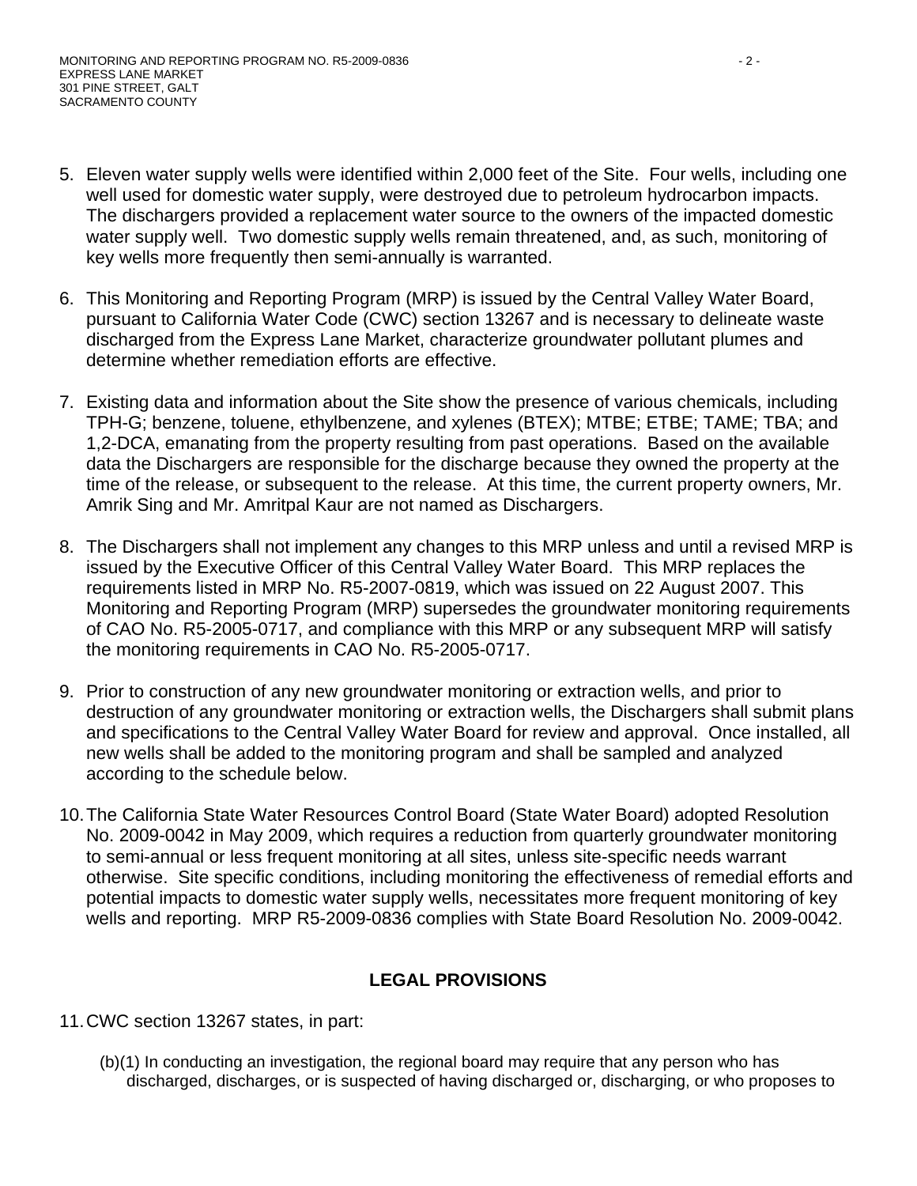5. Eleven water supply wells were identified within 2,000 feet of the Site. Four wells, including one well used for domestic water supply, were destroyed due to petroleum hydrocarbon impacts. The dischargers provided a replacement water source to the owners of the impacted domestic water supply well. Two domestic supply wells remain threatened, and, as such, monitoring of key wells more frequently then semi-annually is warranted.

6. This Monitoring and Reporting Program (MRP) is issued by the Central Valley Water Board, pursuant to California Water Code (CWC) section 13267 and is necessary to delineate waste discharged from the Express Lane Market, characterize groundwater pollutant plumes and determine whether remediation efforts are effective.

7. Existing data and information about the Site show the presence of various chemicals, including TPH-G; benzene, toluene, ethylbenzene, and xylenes (BTEX); MTBE; ETBE; TAME; TBA; and 1,2-DCA, emanating from the property resulting from past operations. Based on the available data the Dischargers are responsible for the discharge because they owned the property at the time of the release, or subsequent to the release. At this time, the current property owners, Mr. Amrik Sing and Mr. Amritpal Kaur are not named as Dischargers.

8. The Dischargers shall not implement any changes to this MRP unless and until a revised MRP is issued by the Executive Officer of this Central Valley Water Board. This MRP replaces the requirements listed in MRP No. R5-2007-0819, which was issued on 22 August 2007. This Monitoring and Reporting Program (MRP) supersedes the groundwater monitoring requirements of CAO No. R5-2005-0717, and compliance with this MRP or any subsequent MRP will satisfy the monitoring requirements in CAO No. R5-2005-0717.

9. Prior to construction of any new groundwater monitoring or extraction wells, and prior to destruction of any groundwater monitoring or extraction wells, the Dischargers shall submit plans and specifications to the Central Valley Water Board for review and approval. Once installed, all new wells shall be added to the monitoring program and shall be sampled and analyzed according to the schedule below.

10. The California State Water Resources Control Board (State Water Board) adopted Resolution No. 2009-0042 in May 2009, which requires a reduction from quarterly groundwater monitoring to semi-annual or less frequent monitoring at all sites, unless site-specific needs warrant otherwise. Site specific conditions, including monitoring the effectiveness of remedial efforts and potential impacts to domestic water supply wells, necessitates more frequent monitoring of key wells and reporting. MRP R5-2009-0836 complies with State Board Resolution No. 2009-0042.

## LEGAL PROVISIONS

11. CWC section 13267 states, in part:

    (b)(1) In conducting an investigation, the regional board may require that any person who has discharged, discharges, or is suspected of having discharged or, discharging, or who proposes to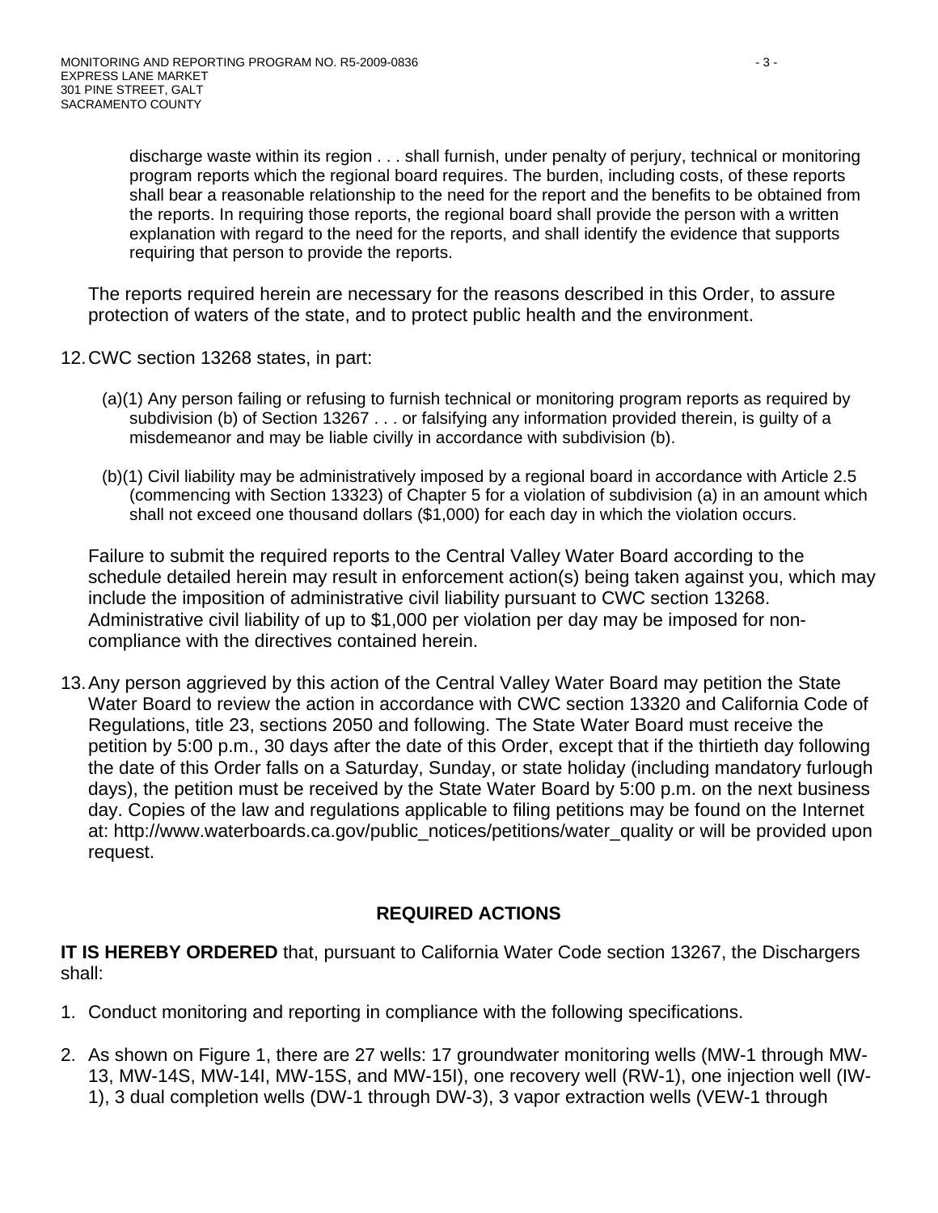discharge waste within its region . . . shall furnish, under penalty of perjury, technical or monitoring program reports which the regional board requires. The burden, including costs, of these reports shall bear a reasonable relationship to the need for the report and the benefits to be obtained from the reports. In requiring those reports, the regional board shall provide the person with a written explanation with regard to the need for the reports, and shall identify the evidence that supports requiring that person to provide the reports.

The reports required herein are necessary for the reasons described in this Order, to assure protection of waters of the state, and to protect public health and the environment.

12. CWC section 13268 states, in part:

    (a)(1) Any person failing or refusing to furnish technical or monitoring program reports as required by subdivision (b) of Section 13267 . . . or falsifying any information provided therein, is guilty of a misdemeanor and may be liable civilly in accordance with subdivision (b).

    (b)(1) Civil liability may be administratively imposed by a regional board in accordance with Article 2.5 (commencing with Section 13323) of Chapter 5 for a violation of subdivision (a) in an amount which shall not exceed one thousand dollars ($1,000) for each day in which the violation occurs.

    Failure to submit the required reports to the Central Valley Water Board according to the schedule detailed herein may result in enforcement action(s) being taken against you, which may include the imposition of administrative civil liability pursuant to CWC section 13268. Administrative civil liability of up to $1,000 per violation per day may be imposed for non-compliance with the directives contained herein.

13. Any person aggrieved by this action of the Central Valley Water Board may petition the State Water Board to review the action in accordance with CWC section 13320 and California Code of Regulations, title 23, sections 2050 and following. The State Water Board must receive the petition by 5:00 p.m., 30 days after the date of this Order, except that if the thirtieth day following the date of this Order falls on a Saturday, Sunday, or state holiday (including mandatory furlough days), the petition must be received by the State Water Board by 5:00 p.m. on the next business day. Copies of the law and regulations applicable to filing petitions may be found on the Internet at: http://www.waterboards.ca.gov/public_notices/petitions/water_quality or will be provided upon request.

## REQUIRED ACTIONS

**IT IS HEREBY ORDERED** that, pursuant to California Water Code section 13267, the Dischargers shall:

1. Conduct monitoring and reporting in compliance with the following specifications.

2. As shown on Figure 1, there are 27 wells: 17 groundwater monitoring wells (MW-1 through MW-13, MW-14S, MW-14I, MW-15S, and MW-15I), one recovery well (RW-1), one injection well (IW-1), 3 dual completion wells (DW-1 through DW-3), 3 vapor extraction wells (VEW-1 through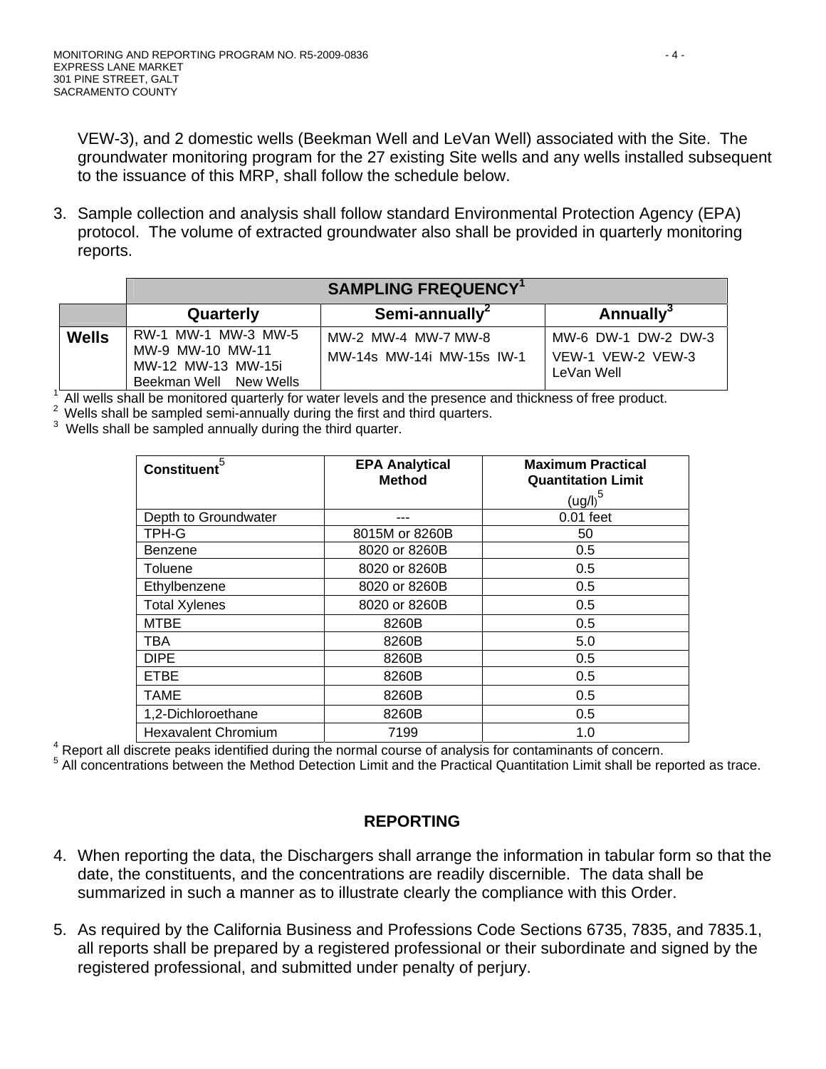VEW-3), and 2 domestic wells (Beekman Well and LeVan Well) associated with the Site. The groundwater monitoring program for the 27 existing Site wells and any wells installed subsequent to the issuance of this MRP, shall follow the schedule below.

3. Sample collection and analysis shall follow standard Environmental Protection Agency (EPA) protocol. The volume of extracted groundwater also shall be provided in quarterly monitoring reports.

| | SAMPLING FREQUENCY[1] | | |
|---|---|---|---|
| | Quarterly | Semi-annually[2] | Annually[3] |
| **Wells** | RW-1 MW-1 MW-3 MW-5 MW-9 MW-10 MW-11 MW-12 MW-13 MW-15i Beekman Well New Wells | MW-2 MW-4 MW-7 MW-8 MW-14s MW-14i MW-15s IW-1 | MW-6 DW-1 DW-2 DW-3 VEW-1 VEW-2 VEW-3 LeVan Well |

[1] All wells shall be monitored quarterly for water levels and the presence and thickness of free product.
[2] Wells shall be sampled semi-annually during the first and third quarters.
[3] Wells shall be sampled annually during the third quarter.

| Constituent[5] | EPA Analytical Method | Maximum Practical Quantitation Limit (ug/l)[5] |
|---|---|---|
| Depth to Groundwater | --- | 0.01 feet |
| TPH-G | 8015M or 8260B | 50 |
| Benzene | 8020 or 8260B | 0.5 |
| Toluene | 8020 or 8260B | 0.5 |
| Ethylbenzene | 8020 or 8260B | 0.5 |
| Total Xylenes | 8020 or 8260B | 0.5 |
| MTBE | 8260B | 0.5 |
| TBA | 8260B | 5.0 |
| DIPE | 8260B | 0.5 |
| ETBE | 8260B | 0.5 |
| TAME | 8260B | 0.5 |
| 1,2-Dichloroethane | 8260B | 0.5 |
| Hexavalent Chromium | 7199 | 1.0 |

[4] Report all discrete peaks identified during the normal course of analysis for contaminants of concern.
[5] All concentrations between the Method Detection Limit and the Practical Quantitation Limit shall be reported as trace.

## REPORTING

4. When reporting the data, the Dischargers shall arrange the information in tabular form so that the date, the constituents, and the concentrations are readily discernible. The data shall be summarized in such a manner as to illustrate clearly the compliance with this Order.

5. As required by the California Business and Professions Code Sections 6735, 7835, and 7835.1, all reports shall be prepared by a registered professional or their subordinate and signed by the registered professional, and submitted under penalty of perjury.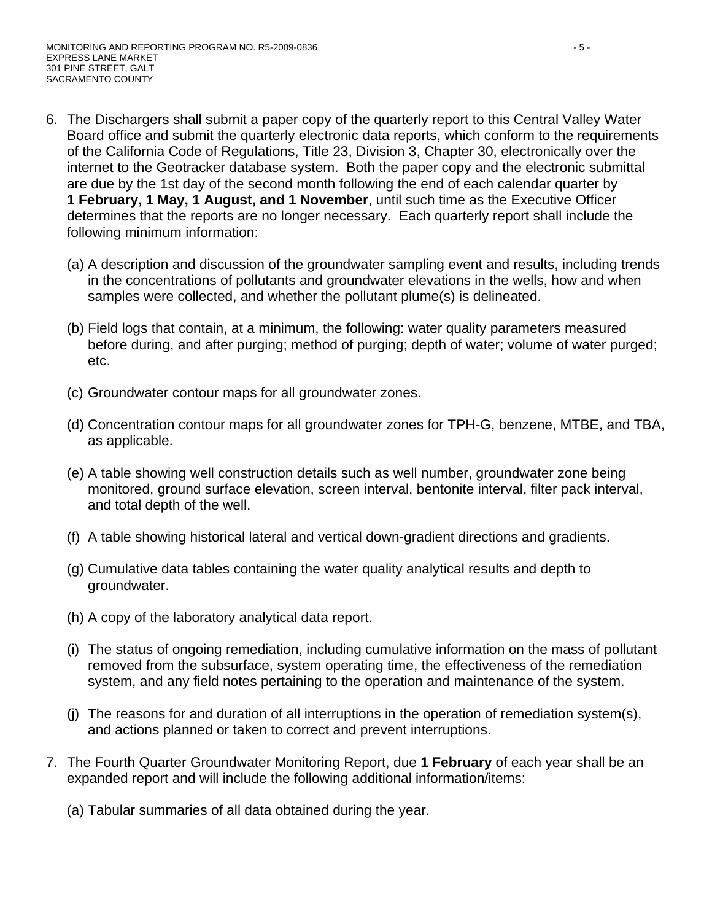6. The Dischargers shall submit a paper copy of the quarterly report to this Central Valley Water Board office and submit the quarterly electronic data reports, which conform to the requirements of the California Code of Regulations, Title 23, Division 3, Chapter 30, electronically over the internet to the Geotracker database system. Both the paper copy and the electronic submittal are due by the 1st day of the second month following the end of each calendar quarter by **1 February, 1 May, 1 August, and 1 November**, until such time as the Executive Officer determines that the reports are no longer necessary. Each quarterly report shall include the following minimum information:

   (a) A description and discussion of the groundwater sampling event and results, including trends in the concentrations of pollutants and groundwater elevations in the wells, how and when samples were collected, and whether the pollutant plume(s) is delineated.

   (b) Field logs that contain, at a minimum, the following: water quality parameters measured before during, and after purging; method of purging; depth of water; volume of water purged; etc.

   (c) Groundwater contour maps for all groundwater zones.

   (d) Concentration contour maps for all groundwater zones for TPH-G, benzene, MTBE, and TBA, as applicable.

   (e) A table showing well construction details such as well number, groundwater zone being monitored, ground surface elevation, screen interval, bentonite interval, filter pack interval, and total depth of the well.

   (f) A table showing historical lateral and vertical down-gradient directions and gradients.

   (g) Cumulative data tables containing the water quality analytical results and depth to groundwater.

   (h) A copy of the laboratory analytical data report.

   (i) The status of ongoing remediation, including cumulative information on the mass of pollutant removed from the subsurface, system operating time, the effectiveness of the remediation system, and any field notes pertaining to the operation and maintenance of the system.

   (j) The reasons for and duration of all interruptions in the operation of remediation system(s), and actions planned or taken to correct and prevent interruptions.

7. The Fourth Quarter Groundwater Monitoring Report, due **1 February** of each year shall be an expanded report and will include the following additional information/items:

   (a) Tabular summaries of all data obtained during the year.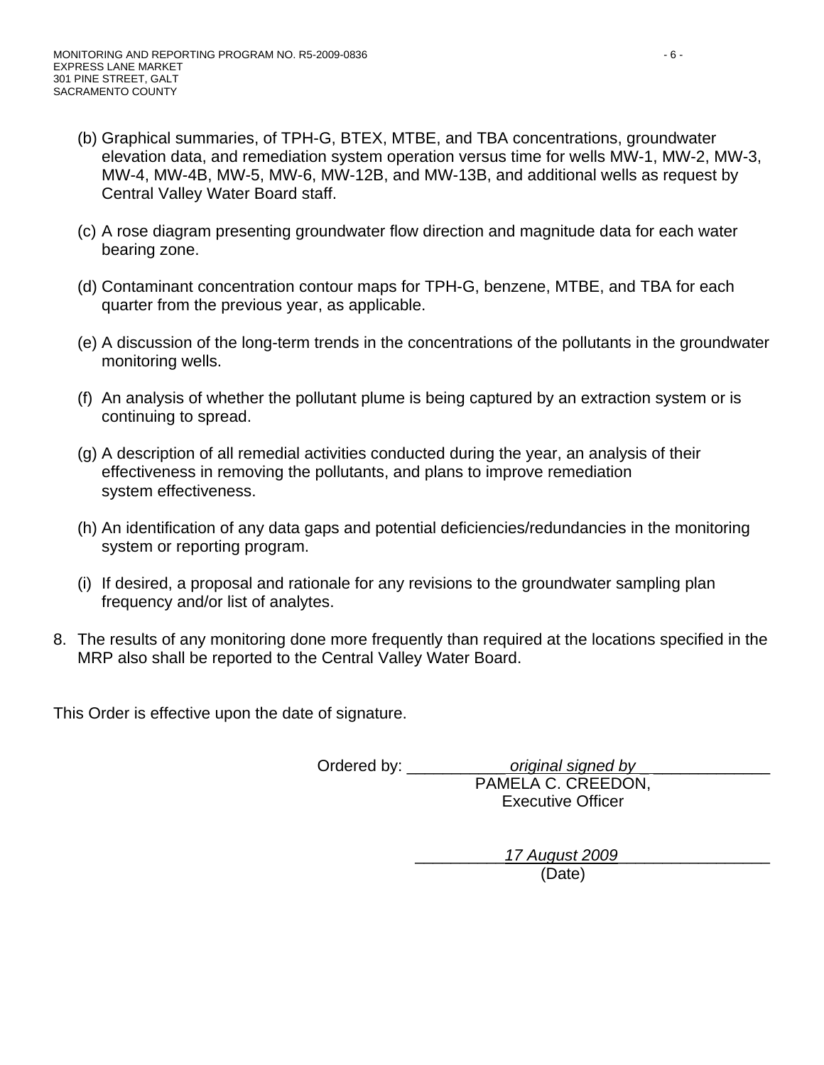(b) Graphical summaries, of TPH-G, BTEX, MTBE, and TBA concentrations, groundwater elevation data, and remediation system operation versus time for wells MW-1, MW-2, MW-3, MW-4, MW-4B, MW-5, MW-6, MW-12B, and MW-13B, and additional wells as request by Central Valley Water Board staff.

(c) A rose diagram presenting groundwater flow direction and magnitude data for each water bearing zone.

(d) Contaminant concentration contour maps for TPH-G, benzene, MTBE, and TBA for each quarter from the previous year, as applicable.

(e) A discussion of the long-term trends in the concentrations of the pollutants in the groundwater monitoring wells.

(f) An analysis of whether the pollutant plume is being captured by an extraction system or is continuing to spread.

(g) A description of all remedial activities conducted during the year, an analysis of their effectiveness in removing the pollutants, and plans to improve remediation system effectiveness.

(h) An identification of any data gaps and potential deficiencies/redundancies in the monitoring system or reporting program.

(i) If desired, a proposal and rationale for any revisions to the groundwater sampling plan frequency and/or list of analytes.

8. The results of any monitoring done more frequently than required at the locations specified in the MRP also shall be reported to the Central Valley Water Board.

This Order is effective upon the date of signature.

Ordered by: ___________*original signed by*______________
PAMELA C. CREEDON,
Executive Officer

__________*17 August 2009*_________________
(Date)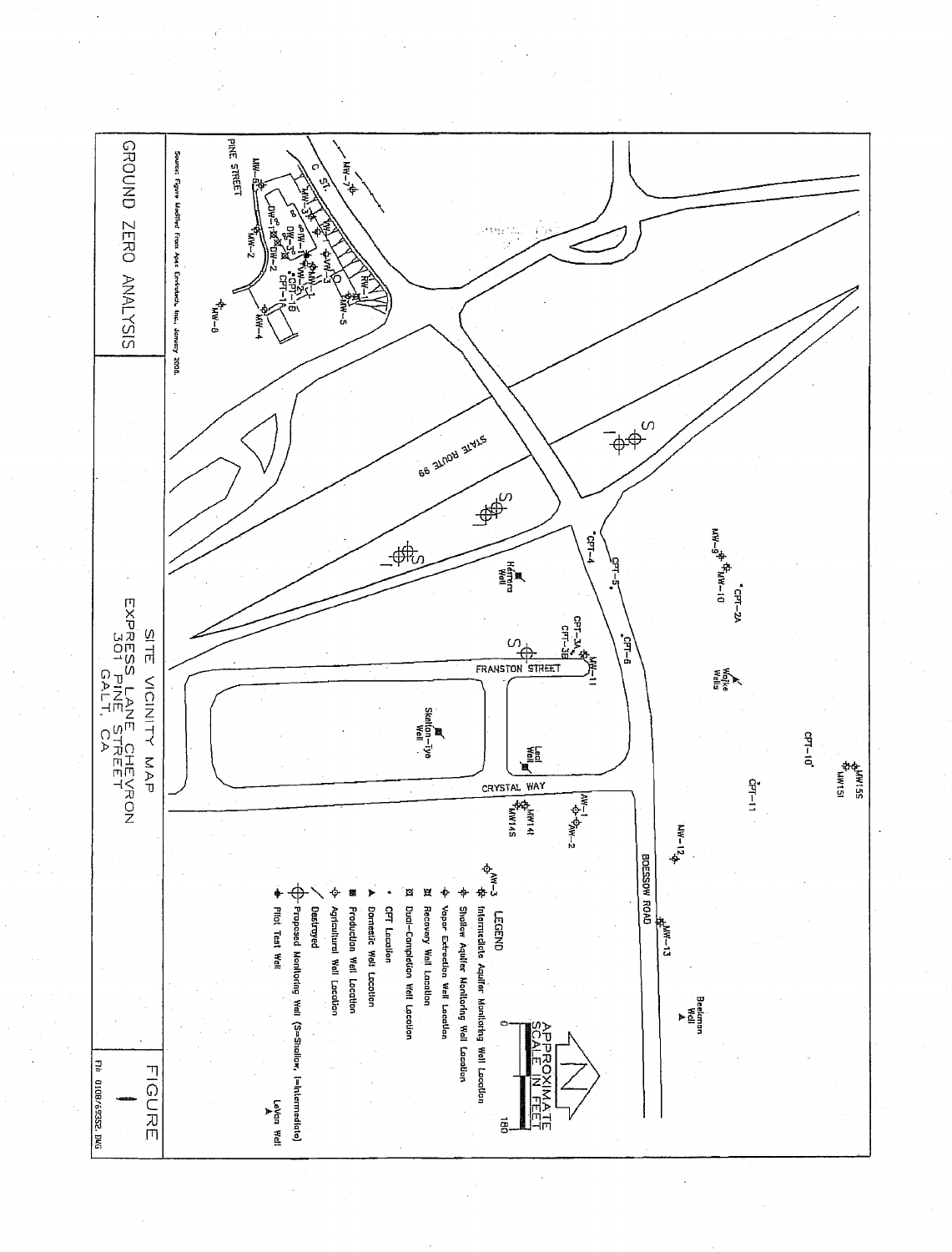GROUND ZERO ANALYSIS

SITE VICINITY MAP
EXPRESS LANE CHEVRON
301 PINE STREET
GALT, CA

FIGURE
1

File 0108/6952.DWG

Source: Figure Modified From Apex Envirotech, Inc., January 2008.

APPROXIMATE SCALE IN FEET
0 180

LEGEND

- Intermediate Aquifer Monitoring Well Location
- Shallow Aquifer Monitoring Well Location
- Vapor Extraction Well Location
- Recovery Well Location
- Dual-Completion Well Location
- CPT Location
- Domestic Well Location
- Production Well Location
- Agricultural Well Location
- Destroyed
- Proposed Monitoring Well (S=Shallow, I=Intermediate)
- Pilot Test Well

PINE STREET
C ST.
STATE ROUTE 99
FRANSTON STREET
CRYSTAL WAY
BOESSOW ROAD

MW-7
MW-6
MW-3
MW-1
MW-2
MW-4
MW-5
MW-8
RW-1
DW-1
DW-2
DW-3
VW-1
VW-3
CPT-1A
CPT-1B
CPT-2A
CPT-3A
CPT-3B
CPT-4
CPT-5
CPT-6
CPT-10
CPT-11
MW-9
MW-10
MW-11
MW-12
MW-13
MW14I
MW14S
MW15S
MW15I
AW-1
AW-2
AW-3
Herrera Well
Wolke Wells
Skelton-Tye Well
Leal Well
Beckman Well
LeVan Well
S
I